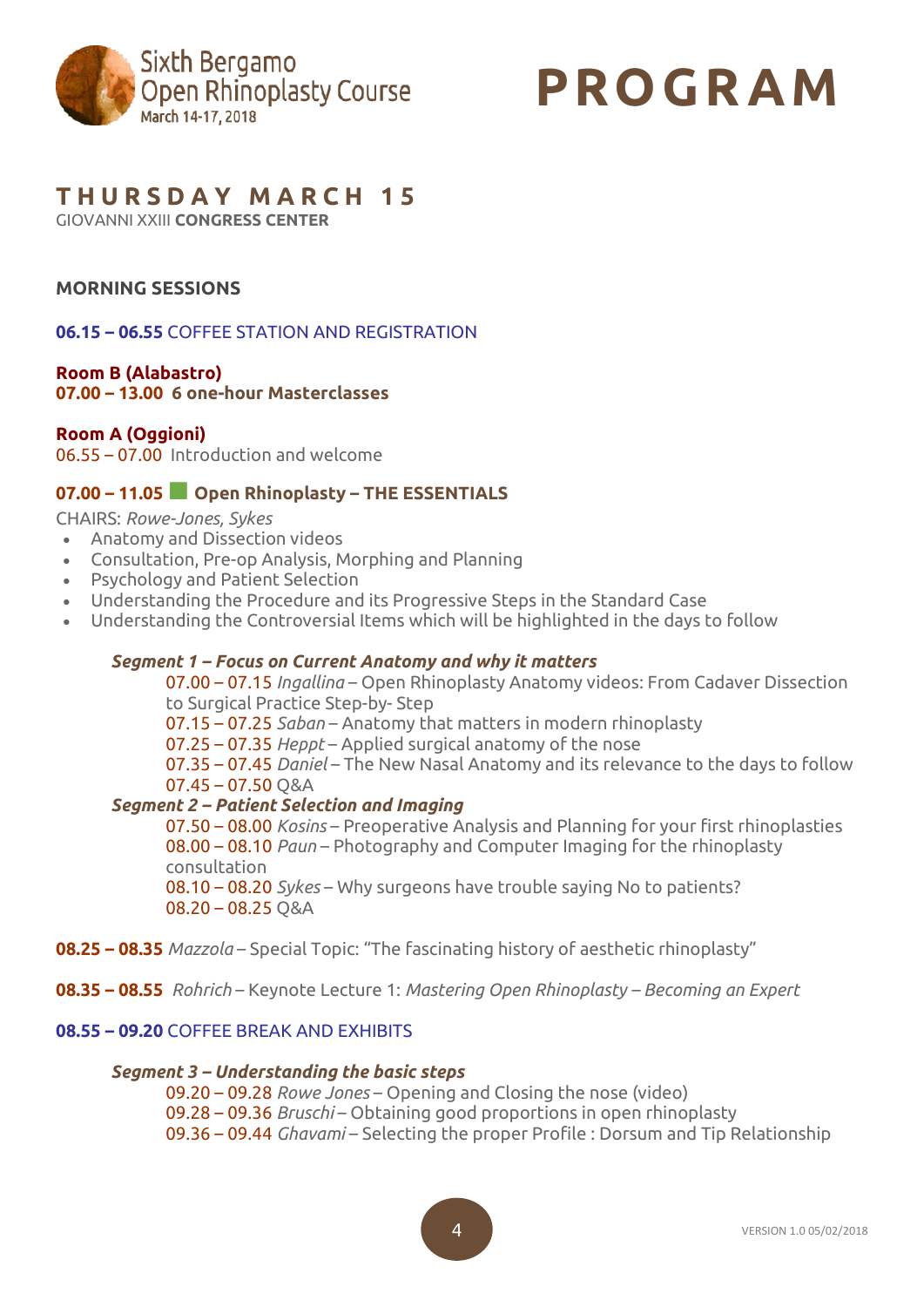Sixth Bergamo Open Rhinoplasty Course
March 14-17, 2018

# PROGRAM

## THURSDAY MARCH 15

GIOVANNI XXIII **CONGRESS CENTER**

### MORNING SESSIONS

**06.15 – 06.55** COFFEE STATION AND REGISTRATION

**Room B (Alabastro)**
**07.00 – 13.00 6 one-hour Masterclasses**

**Room A (Oggioni)**
06.55 – 07.00 Introduction and welcome

**07.00 – 11.05 Open Rhinoplasty – THE ESSENTIALS**

CHAIRS: *Rowe-Jones, Sykes*

- Anatomy and Dissection videos
- Consultation, Pre-op Analysis, Morphing and Planning
- Psychology and Patient Selection
- Understanding the Procedure and its Progressive Steps in the Standard Case
- Understanding the Controversial Items which will be highlighted in the days to follow

***Segment 1 – Focus on Current Anatomy and why it matters***

07.00 – 07.15 *Ingallina* – Open Rhinoplasty Anatomy videos: From Cadaver Dissection to Surgical Practice Step-by- Step
07.15 – 07.25 *Saban* – Anatomy that matters in modern rhinoplasty
07.25 – 07.35 *Heppt* – Applied surgical anatomy of the nose
07.35 – 07.45 *Daniel* – The New Nasal Anatomy and its relevance to the days to follow
07.45 – 07.50 Q&A

***Segment 2 – Patient Selection and Imaging***

07.50 – 08.00 *Kosins* – Preoperative Analysis and Planning for your first rhinoplasties
08.00 – 08.10 *Paun* – Photography and Computer Imaging for the rhinoplasty consultation
08.10 – 08.20 *Sykes* – Why surgeons have trouble saying No to patients?
08.20 – 08.25 Q&A

**08.25 – 08.35** *Mazzola* – Special Topic: "The fascinating history of aesthetic rhinoplasty"

**08.35 – 08.55** *Rohrich* – Keynote Lecture 1: *Mastering Open Rhinoplasty – Becoming an Expert*

**08.55 – 09.20** COFFEE BREAK AND EXHIBITS

***Segment 3 – Understanding the basic steps***

09.20 – 09.28 *Rowe Jones* – Opening and Closing the nose (video)
09.28 – 09.36 *Bruschi* – Obtaining good proportions in open rhinoplasty
09.36 – 09.44 *Ghavami* – Selecting the proper Profile : Dorsum and Tip Relationship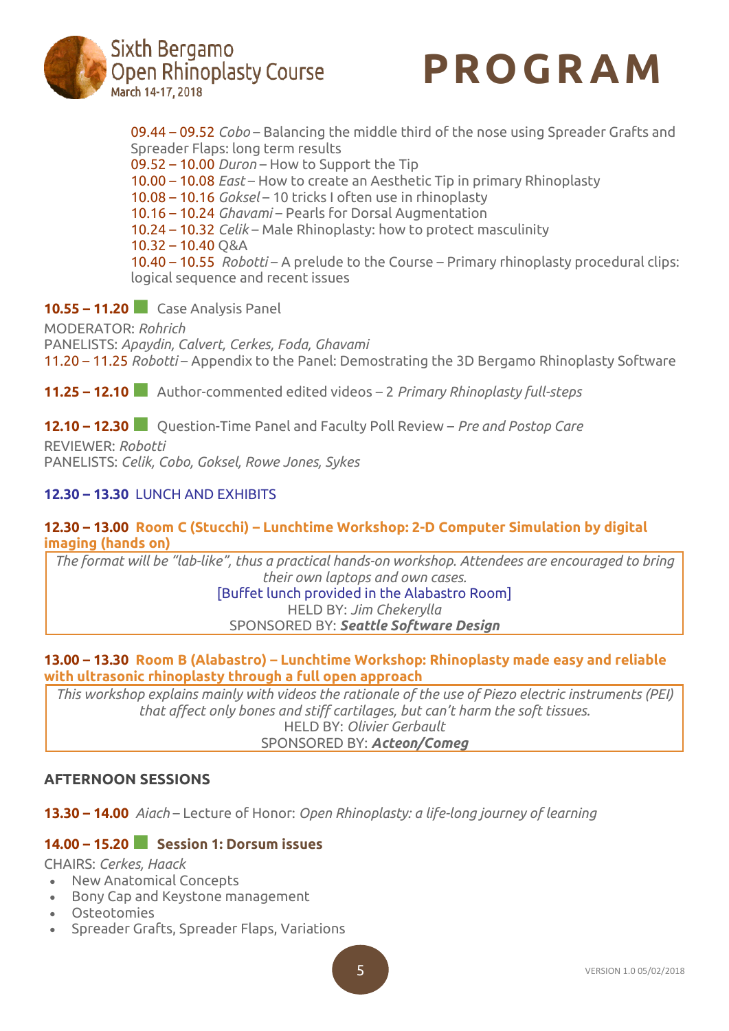09.44 – 09.52 *Cobo* – Balancing the middle third of the nose using Spreader Grafts and Spreader Flaps: long term results
09.52 – 10.00 *Duron* – How to Support the Tip
10.00 – 10.08 *East* – How to create an Aesthetic Tip in primary Rhinoplasty
10.08 – 10.16 *Goksel* – 10 tricks I often use in rhinoplasty
10.16 – 10.24 *Ghavami* – Pearls for Dorsal Augmentation
10.24 – 10.32 *Celik* – Male Rhinoplasty: how to protect masculinity
10.32 – 10.40 Q&A
10.40 – 10.55 *Robotti* – A prelude to the Course – Primary rhinoplasty procedural clips: logical sequence and recent issues

**10.55 – 11.20** Case Analysis Panel

MODERATOR: *Rohrich*
PANELISTS: *Apaydin, Calvert, Cerkes, Foda, Ghavami*
11.20 – 11.25 *Robotti* – Appendix to the Panel: Demostrating the 3D Bergamo Rhinoplasty Software

**11.25 – 12.10** Author-commented edited videos – 2 *Primary Rhinoplasty full-steps*

**12.10 – 12.30** Question-Time Panel and Faculty Poll Review – *Pre and Postop Care*

REVIEWER: *Robotti*
PANELISTS: *Celik, Cobo, Goksel, Rowe Jones, Sykes*

**12.30 – 13.30** LUNCH AND EXHIBITS

**12.30 – 13.00 Room C (Stucchi) – Lunchtime Workshop: 2-D Computer Simulation by digital imaging (hands on)**

*The format will be "lab-like", thus a practical hands-on workshop. Attendees are encouraged to bring their own laptops and own cases.*
[Buffet lunch provided in the Alabastro Room]
HELD BY: *Jim Chekerylla*
SPONSORED BY: ***Seattle Software Design***

**13.00 – 13.30 Room B (Alabastro) – Lunchtime Workshop: Rhinoplasty made easy and reliable with ultrasonic rhinoplasty through a full open approach**

*This workshop explains mainly with videos the rationale of the use of Piezo electric instruments (PEI) that affect only bones and stiff cartilages, but can't harm the soft tissues.*
HELD BY: *Olivier Gerbault*
SPONSORED BY: ***Acteon/Comeg***

## AFTERNOON SESSIONS

**13.30 – 14.00** *Aiach* – Lecture of Honor: *Open Rhinoplasty: a life-long journey of learning*

**14.00 – 15.20 Session 1: Dorsum issues**

CHAIRS: *Cerkes, Haack*

- New Anatomical Concepts
- Bony Cap and Keystone management
- Osteotomies
- Spreader Grafts, Spreader Flaps, Variations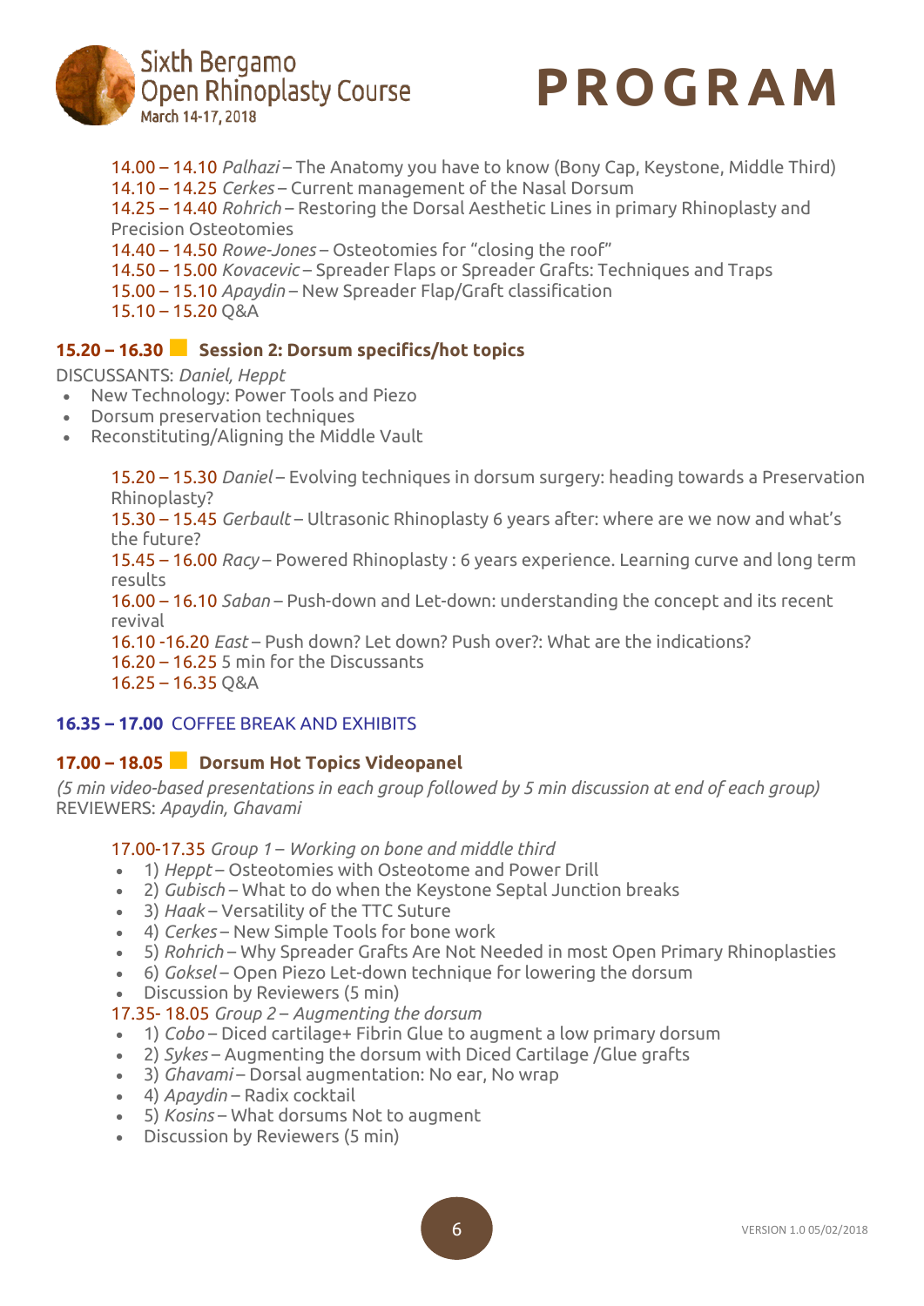14.00 – 14.10 *Palhazi* – The Anatomy you have to know (Bony Cap, Keystone, Middle Third)
14.10 – 14.25 *Cerkes* – Current management of the Nasal Dorsum
14.25 – 14.40 *Rohrich* – Restoring the Dorsal Aesthetic Lines in primary Rhinoplasty and Precision Osteotomies
14.40 – 14.50 *Rowe-Jones* – Osteotomies for "closing the roof"
14.50 – 15.00 *Kovacevic* – Spreader Flaps or Spreader Grafts: Techniques and Traps
15.00 – 15.10 *Apaydin* – New Spreader Flap/Graft classification
15.10 – 15.20 Q&A

## 15.20 – 16.30 Session 2: Dorsum specifics/hot topics

DISCUSSANTS: *Daniel, Heppt*

- New Technology: Power Tools and Piezo
- Dorsum preservation techniques
- Reconstituting/Aligning the Middle Vault

15.20 – 15.30 *Daniel* – Evolving techniques in dorsum surgery: heading towards a Preservation Rhinoplasty?
15.30 – 15.45 *Gerbault* – Ultrasonic Rhinoplasty 6 years after: where are we now and what's the future?
15.45 – 16.00 *Racy* – Powered Rhinoplasty : 6 years experience. Learning curve and long term results
16.00 – 16.10 *Saban* – Push-down and Let-down: understanding the concept and its recent revival
16.10 -16.20 *East* – Push down? Let down? Push over?: What are the indications?
16.20 – 16.25 5 min for the Discussants
16.25 – 16.35 Q&A

**16.35 – 17.00** COFFEE BREAK AND EXHIBITS

## 17.00 – 18.05 Dorsum Hot Topics Videopanel

*(5 min video-based presentations in each group followed by 5 min discussion at end of each group)*
REVIEWERS: *Apaydin, Ghavami*

17.00-17.35 *Group 1 – Working on bone and middle third*

- 1) *Heppt* – Osteotomies with Osteotome and Power Drill
- 2) *Gubisch* – What to do when the Keystone Septal Junction breaks
- 3) *Haak* – Versatility of the TTC Suture
- 4) *Cerkes* – New Simple Tools for bone work
- 5) *Rohrich* – Why Spreader Grafts Are Not Needed in most Open Primary Rhinoplasties
- 6) *Goksel* – Open Piezo Let-down technique for lowering the dorsum
- Discussion by Reviewers (5 min)

17.35- 18.05 *Group 2 – Augmenting the dorsum*

- 1) *Cobo* – Diced cartilage+ Fibrin Glue to augment a low primary dorsum
- 2) *Sykes* – Augmenting the dorsum with Diced Cartilage /Glue grafts
- 3) *Ghavami* – Dorsal augmentation: No ear, No wrap
- 4) *Apaydin* – Radix cocktail
- 5) *Kosins* – What dorsums Not to augment
- Discussion by Reviewers (5 min)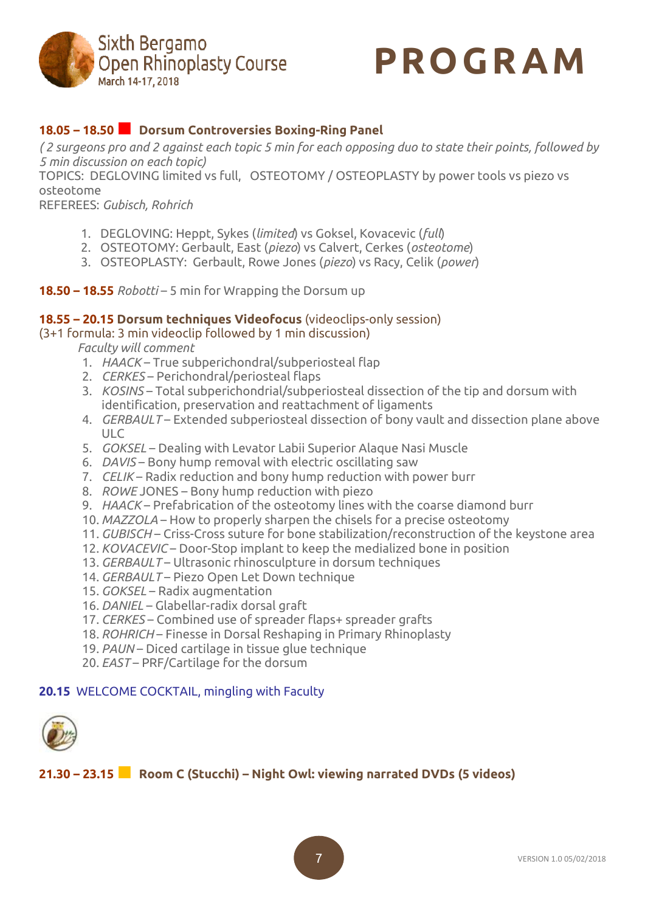**18.05 – 18.50** **Dorsum Controversies Boxing-Ring Panel**

*( 2 surgeons pro and 2 against each topic 5 min for each opposing duo to state their points, followed by 5 min discussion on each topic)*

TOPICS: DEGLOVING limited vs full, OSTEOTOMY / OSTEOPLASTY by power tools vs piezo vs osteotome

REFEREES: *Gubisch, Rohrich*

1. DEGLOVING: Heppt, Sykes (*limited*) vs Goksel, Kovacevic (*full*)
2. OSTEOTOMY: Gerbault, East (*piezo*) vs Calvert, Cerkes (*osteotome*)
3. OSTEOPLASTY: Gerbault, Rowe Jones (*piezo*) vs Racy, Celik (*power*)

**18.50 – 18.55** *Robotti* – 5 min for Wrapping the Dorsum up

**18.55 – 20.15 Dorsum techniques Videofocus** (videoclips-only session)
(3+1 formula: 3 min videoclip followed by 1 min discussion)

*Faculty will comment*

1. *HAACK* – True subperichondral/subperiosteal flap
2. *CERKES* – Perichondral/periosteal flaps
3. *KOSINS* – Total subperichondrial/subperiosteal dissection of the tip and dorsum with identification, preservation and reattachment of ligaments
4. *GERBAULT* – Extended subperiosteal dissection of bony vault and dissection plane above ULC
5. *GOKSEL* – Dealing with Levator Labii Superior Alaque Nasi Muscle
6. *DAVIS* – Bony hump removal with electric oscillating saw
7. *CELIK* – Radix reduction and bony hump reduction with power burr
8. *ROWE* JONES – Bony hump reduction with piezo
9. *HAACK* – Prefabrication of the osteotomy lines with the coarse diamond burr
10. *MAZZOLA* – How to properly sharpen the chisels for a precise osteotomy
11. *GUBISCH* – Criss-Cross suture for bone stabilization/reconstruction of the keystone area
12. *KOVACEVIC* – Door-Stop implant to keep the medialized bone in position
13. *GERBAULT* – Ultrasonic rhinosculpture in dorsum techniques
14. *GERBAULT* – Piezo Open Let Down technique
15. *GOKSEL* – Radix augmentation
16. *DANIEL* – Glabellar-radix dorsal graft
17. *CERKES* – Combined use of spreader flaps+ spreader grafts
18. *ROHRICH* – Finesse in Dorsal Reshaping in Primary Rhinoplasty
19. *PAUN* – Diced cartilage in tissue glue technique
20. *EAST* – PRF/Cartilage for the dorsum

**20.15** WELCOME COCKTAIL, mingling with Faculty

**21.30 – 23.15** **Room C (Stucchi) – Night Owl: viewing narrated DVDs (5 videos)**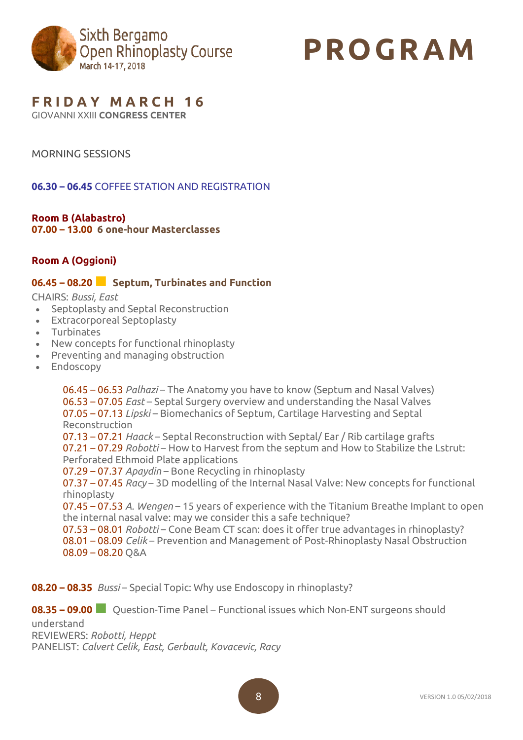# PROGRAM

## FRIDAY MARCH 16

GIOVANNI XXIII **CONGRESS CENTER**

MORNING SESSIONS

**06.30 – 06.45** COFFEE STATION AND REGISTRATION

**Room B (Alabastro)**
**07.00 – 13.00 6 one-hour Masterclasses**

**Room A (Oggioni)**

**06.45 – 08.20 Septum, Turbinates and Function**

CHAIRS: *Bussi, East*

- Septoplasty and Septal Reconstruction
- Extracorporeal Septoplasty
- Turbinates
- New concepts for functional rhinoplasty
- Preventing and managing obstruction
- Endoscopy

06.45 – 06.53 *Palhazi* – The Anatomy you have to know (Septum and Nasal Valves)
06.53 – 07.05 *East* – Septal Surgery overview and understanding the Nasal Valves
07.05 – 07.13 *Lipski* – Biomechanics of Septum, Cartilage Harvesting and Septal Reconstruction
07.13 – 07.21 *Haack* – Septal Reconstruction with Septal/ Ear / Rib cartilage grafts
07.21 – 07.29 *Robotti* – How to Harvest from the septum and How to Stabilize the Lstrut: Perforated Ethmoid Plate applications
07.29 – 07.37 *Apaydin* – Bone Recycling in rhinoplasty
07.37 – 07.45 *Racy* – 3D modelling of the Internal Nasal Valve: New concepts for functional rhinoplasty
07.45 – 07.53 *A. Wengen* – 15 years of experience with the Titanium Breathe Implant to open the internal nasal valve: may we consider this a safe technique?
07.53 – 08.01 *Robotti* – Cone Beam CT scan: does it offer true advantages in rhinoplasty?
08.01 – 08.09 *Celik* – Prevention and Management of Post-Rhinoplasty Nasal Obstruction
08.09 – 08.20 Q&A

**08.20 – 08.35** *Bussi* – Special Topic: Why use Endoscopy in rhinoplasty?

**08.35 – 09.00** Question-Time Panel – Functional issues which Non-ENT surgeons should understand
REVIEWERS: *Robotti, Heppt*
PANELIST: *Calvert Celik, East, Gerbault, Kovacevic, Racy*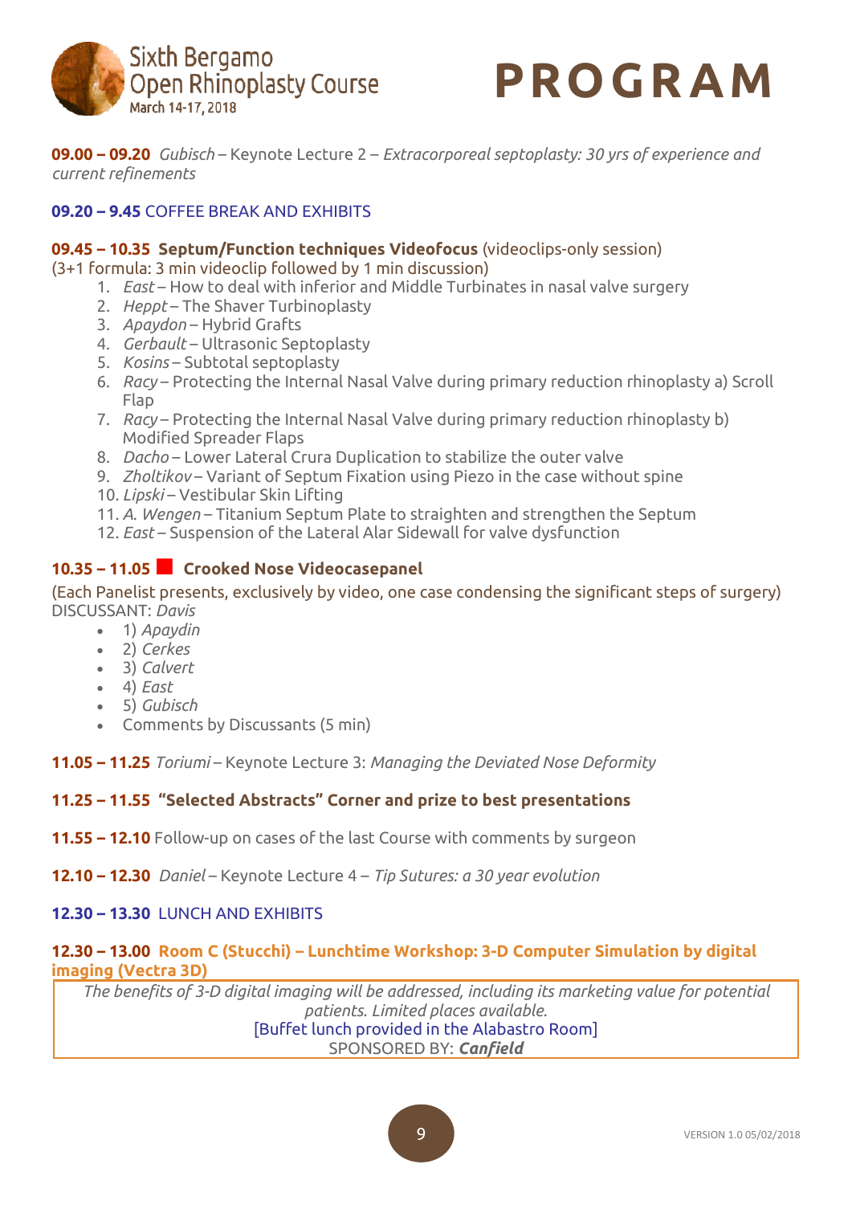**09.00 – 09.20** *Gubisch* – Keynote Lecture 2 – *Extracorporeal septoplasty: 30 yrs of experience and current refinements*

**09.20 – 9.45** COFFEE BREAK AND EXHIBITS

**09.45 – 10.35 Septum/Function techniques Videofocus** (videoclips-only session)
(3+1 formula: 3 min videoclip followed by 1 min discussion)

1. *East* – How to deal with inferior and Middle Turbinates in nasal valve surgery
2. *Heppt* – The Shaver Turbinoplasty
3. *Apaydon* – Hybrid Grafts
4. *Gerbault* – Ultrasonic Septoplasty
5. *Kosins* – Subtotal septoplasty
6. *Racy* – Protecting the Internal Nasal Valve during primary reduction rhinoplasty a) Scroll Flap
7. *Racy* – Protecting the Internal Nasal Valve during primary reduction rhinoplasty b) Modified Spreader Flaps
8. *Dacho* – Lower Lateral Crura Duplication to stabilize the outer valve
9. *Zholtikov* – Variant of Septum Fixation using Piezo in the case without spine
10. *Lipski* – Vestibular Skin Lifting
11. *A. Wengen* – Titanium Septum Plate to straighten and strengthen the Septum
12. *East* – Suspension of the Lateral Alar Sidewall for valve dysfunction

**10.35 – 11.05** ■ **Crooked Nose Videocasepanel**

(Each Panelist presents, exclusively by video, one case condensing the significant steps of surgery)
DISCUSSANT: *Davis*

- 1) *Apaydin*
- 2) *Cerkes*
- 3) *Calvert*
- 4) *East*
- 5) *Gubisch*
- Comments by Discussants (5 min)

**11.05 – 11.25** *Toriumi* – Keynote Lecture 3: *Managing the Deviated Nose Deformity*

**11.25 – 11.55 "Selected Abstracts" Corner and prize to best presentations**

**11.55 – 12.10** Follow-up on cases of the last Course with comments by surgeon

**12.10 – 12.30** *Daniel* – Keynote Lecture 4 – *Tip Sutures: a 30 year evolution*

**12.30 – 13.30** LUNCH AND EXHIBITS

**12.30 – 13.00 Room C (Stucchi) – Lunchtime Workshop: 3-D Computer Simulation by digital imaging (Vectra 3D)**

*The benefits of 3-D digital imaging will be addressed, including its marketing value for potential patients. Limited places available.*
[Buffet lunch provided in the Alabastro Room]
SPONSORED BY: ***Canfield***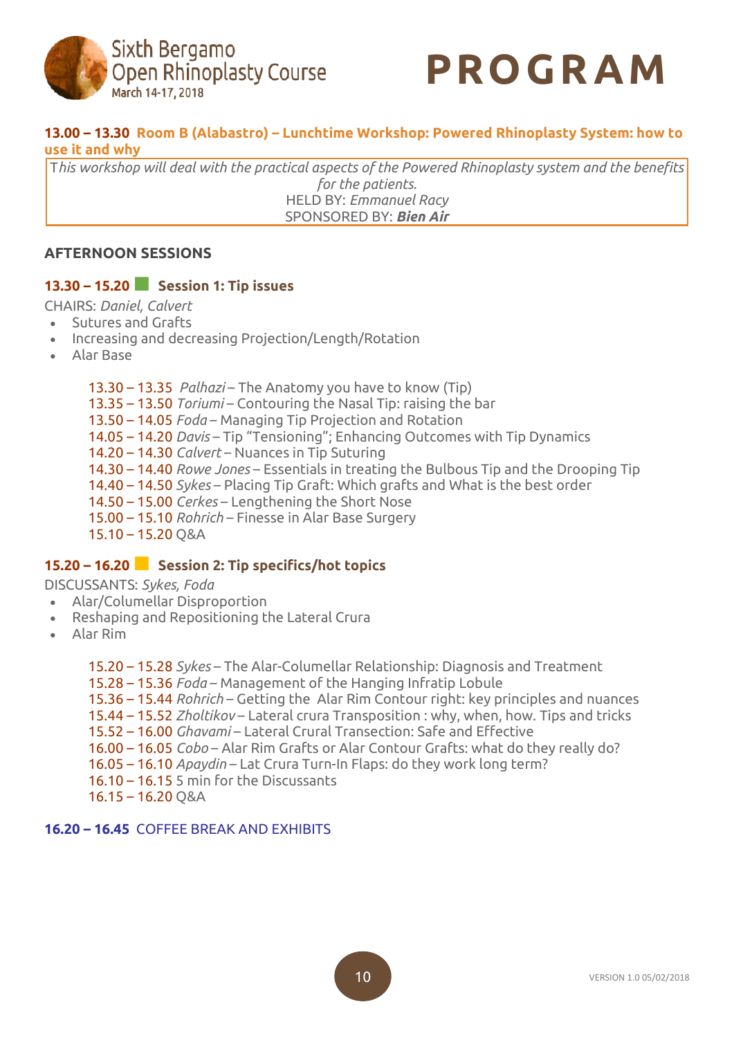# PROGRAM

### 13.00 – 13.30 Room B (Alabastro) – Lunchtime Workshop: Powered Rhinoplasty System: how to use it and why

*This workshop will deal with the practical aspects of the Powered Rhinoplasty system and the benefits for the patients.*

HELD BY: *Emmanuel Racy*

SPONSORED BY: ***Bien Air***

## AFTERNOON SESSIONS

### 13.30 – 15.20 Session 1: Tip issues

CHAIRS: *Daniel, Calvert*

- Sutures and Grafts
- Increasing and decreasing Projection/Length/Rotation
- Alar Base

13.30 – 13.35 *Palhazi* – The Anatomy you have to know (Tip)
13.35 – 13.50 *Toriumi* – Contouring the Nasal Tip: raising the bar
13.50 – 14.05 *Foda* – Managing Tip Projection and Rotation
14.05 – 14.20 *Davis* – Tip "Tensioning"; Enhancing Outcomes with Tip Dynamics
14.20 – 14.30 *Calvert* – Nuances in Tip Suturing
14.30 – 14.40 *Rowe Jones* – Essentials in treating the Bulbous Tip and the Drooping Tip
14.40 – 14.50 *Sykes* – Placing Tip Graft: Which grafts and What is the best order
14.50 – 15.00 *Cerkes* – Lengthening the Short Nose
15.00 – 15.10 *Rohrich* – Finesse in Alar Base Surgery
15.10 – 15.20 Q&A

### 15.20 – 16.20 Session 2: Tip specifics/hot topics

DISCUSSANTS: *Sykes, Foda*

- Alar/Columellar Disproportion
- Reshaping and Repositioning the Lateral Crura
- Alar Rim

15.20 – 15.28 *Sykes* – The Alar-Columellar Relationship: Diagnosis and Treatment
15.28 – 15.36 *Foda* – Management of the Hanging Infratip Lobule
15.36 – 15.44 *Rohrich* – Getting the Alar Rim Contour right: key principles and nuances
15.44 – 15.52 *Zholtikov* – Lateral crura Transposition : why, when, how. Tips and tricks
15.52 – 16.00 *Ghavami* – Lateral Crural Transection: Safe and Effective
16.00 – 16.05 *Cobo* – Alar Rim Grafts or Alar Contour Grafts: what do they really do?
16.05 – 16.10 *Apaydin* – Lat Crura Turn-In Flaps: do they work long term?
16.10 – 16.15 5 min for the Discussants
16.15 – 16.20 Q&A

**16.20 – 16.45** COFFEE BREAK AND EXHIBITS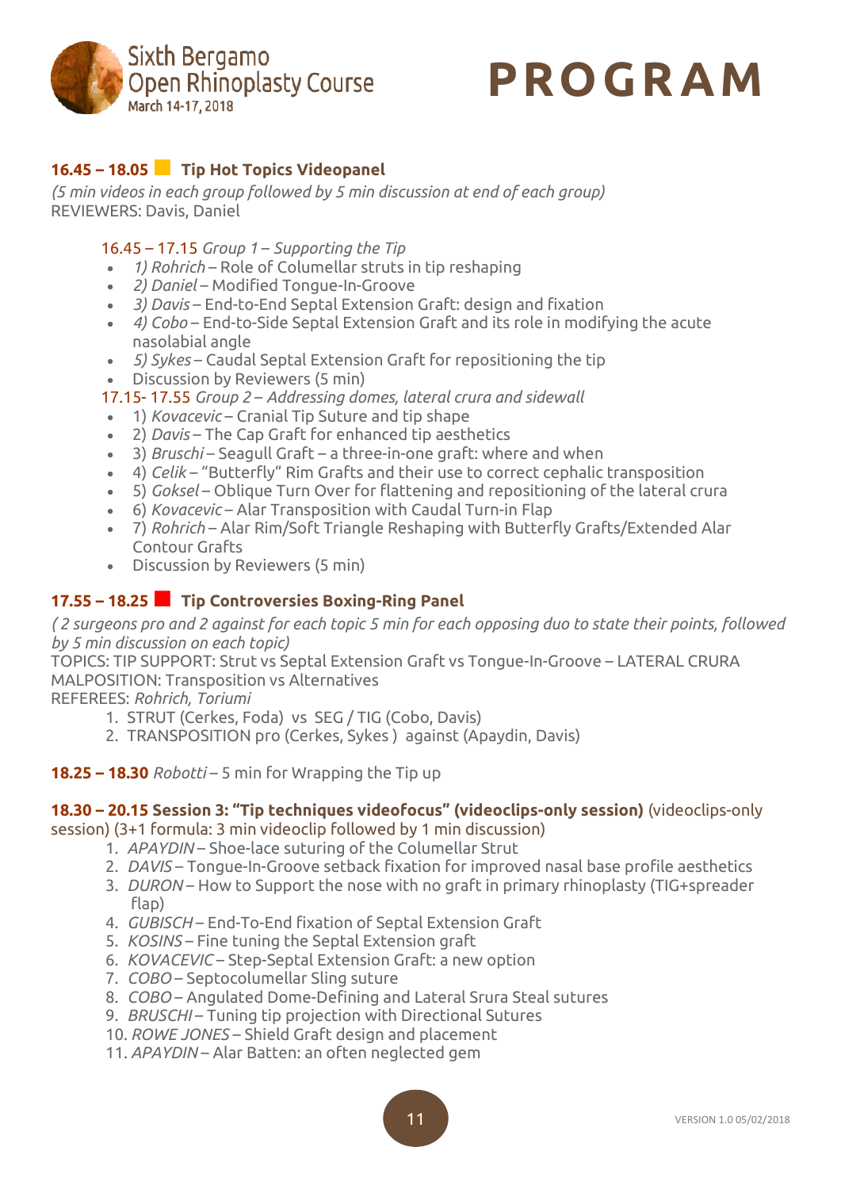### 16.45 – 18.05 Tip Hot Topics Videopanel

*(5 min videos in each group followed by 5 min discussion at end of each group)*
REVIEWERS: Davis, Daniel

16.45 – 17.15 *Group 1 – Supporting the Tip*

- *1) Rohrich* – Role of Columellar struts in tip reshaping
- *2) Daniel* – Modified Tongue-In-Groove
- *3) Davis* – End-to-End Septal Extension Graft: design and fixation
- *4) Cobo* – End-to-Side Septal Extension Graft and its role in modifying the acute nasolabial angle
- *5) Sykes* – Caudal Septal Extension Graft for repositioning the tip
- Discussion by Reviewers (5 min)

17.15- 17.55 *Group 2 – Addressing domes, lateral crura and sidewall*

- 1) *Kovacevic* – Cranial Tip Suture and tip shape
- 2) *Davis* – The Cap Graft for enhanced tip aesthetics
- 3) *Bruschi* – Seagull Graft – a three-in-one graft: where and when
- 4) *Celik* – "Butterfly" Rim Grafts and their use to correct cephalic transposition
- 5) *Goksel* – Oblique Turn Over for flattening and repositioning of the lateral crura
- 6) *Kovacevic* – Alar Transposition with Caudal Turn-in Flap
- 7) *Rohrich* – Alar Rim/Soft Triangle Reshaping with Butterfly Grafts/Extended Alar Contour Grafts
- Discussion by Reviewers (5 min)

### 17.55 – 18.25 Tip Controversies Boxing-Ring Panel

*( 2 surgeons pro and 2 against for each topic 5 min for each opposing duo to state their points, followed by 5 min discussion on each topic)*
TOPICS: TIP SUPPORT: Strut vs Septal Extension Graft vs Tongue-In-Groove – LATERAL CRURA MALPOSITION: Transposition vs Alternatives
REFEREES: *Rohrich, Toriumi*

1. STRUT (Cerkes, Foda) vs SEG / TIG (Cobo, Davis)
2. TRANSPOSITION pro (Cerkes, Sykes ) against (Apaydin, Davis)

**18.25 – 18.30** *Robotti* – 5 min for Wrapping the Tip up

**18.30 – 20.15 Session 3: "Tip techniques videofocus" (videoclips-only session)** (videoclips-only session) (3+1 formula: 3 min videoclip followed by 1 min discussion)

1. *APAYDIN* – Shoe-lace suturing of the Columellar Strut
2. *DAVIS* – Tongue-In-Groove setback fixation for improved nasal base profile aesthetics
3. *DURON* – How to Support the nose with no graft in primary rhinoplasty (TIG+spreader flap)
4. *GUBISCH* – End-To-End fixation of Septal Extension Graft
5. *KOSINS* – Fine tuning the Septal Extension graft
6. *KOVACEVIC* – Step-Septal Extension Graft: a new option
7. *COBO* – Septocolumellar Sling suture
8. *COBO* – Angulated Dome-Defining and Lateral Srura Steal sutures
9. *BRUSCHI* – Tuning tip projection with Directional Sutures
10. *ROWE JONES* – Shield Graft design and placement
11. *APAYDIN* – Alar Batten: an often neglected gem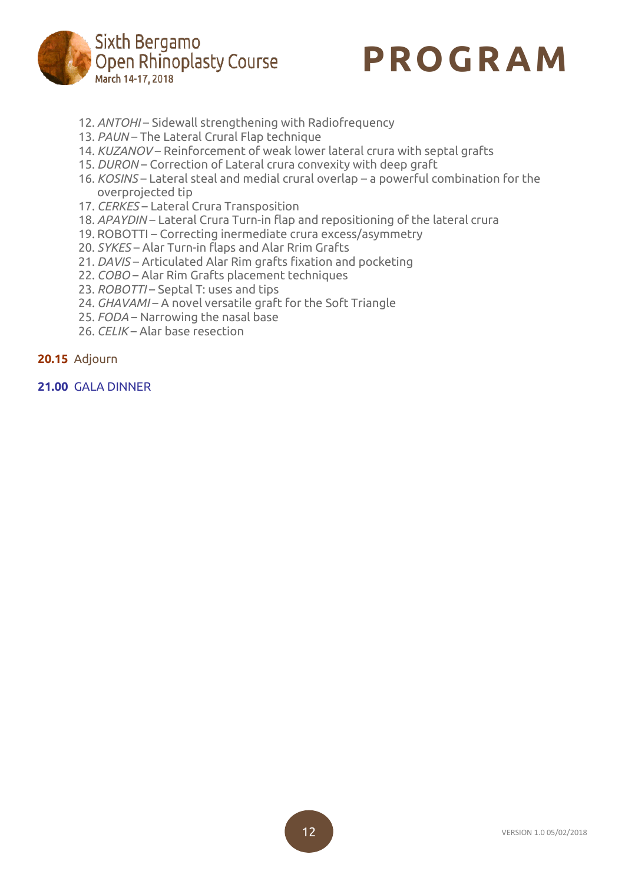12. *ANTOHI* – Sidewall strengthening with Radiofrequency
13. *PAUN* – The Lateral Crural Flap technique
14. *KUZANOV* – Reinforcement of weak lower lateral crura with septal grafts
15. *DURON* – Correction of Lateral crura convexity with deep graft
16. *KOSINS* – Lateral steal and medial crural overlap – a powerful combination for the overprojected tip
17. *CERKES* – Lateral Crura Transposition
18. *APAYDIN* – Lateral Crura Turn-in flap and repositioning of the lateral crura
19. ROBOTTI – Correcting inermediate crura excess/asymmetry
20. *SYKES* – Alar Turn-in flaps and Alar Rrim Grafts
21. *DAVIS* – Articulated Alar Rim grafts fixation and pocketing
22. *COBO* – Alar Rim Grafts placement techniques
23. *ROBOTTI* – Septal T: uses and tips
24. *GHAVAMI* – A novel versatile graft for the Soft Triangle
25. *FODA* – Narrowing the nasal base
26. *CELIK* – Alar base resection

**20.15** Adjourn

**21.00** GALA DINNER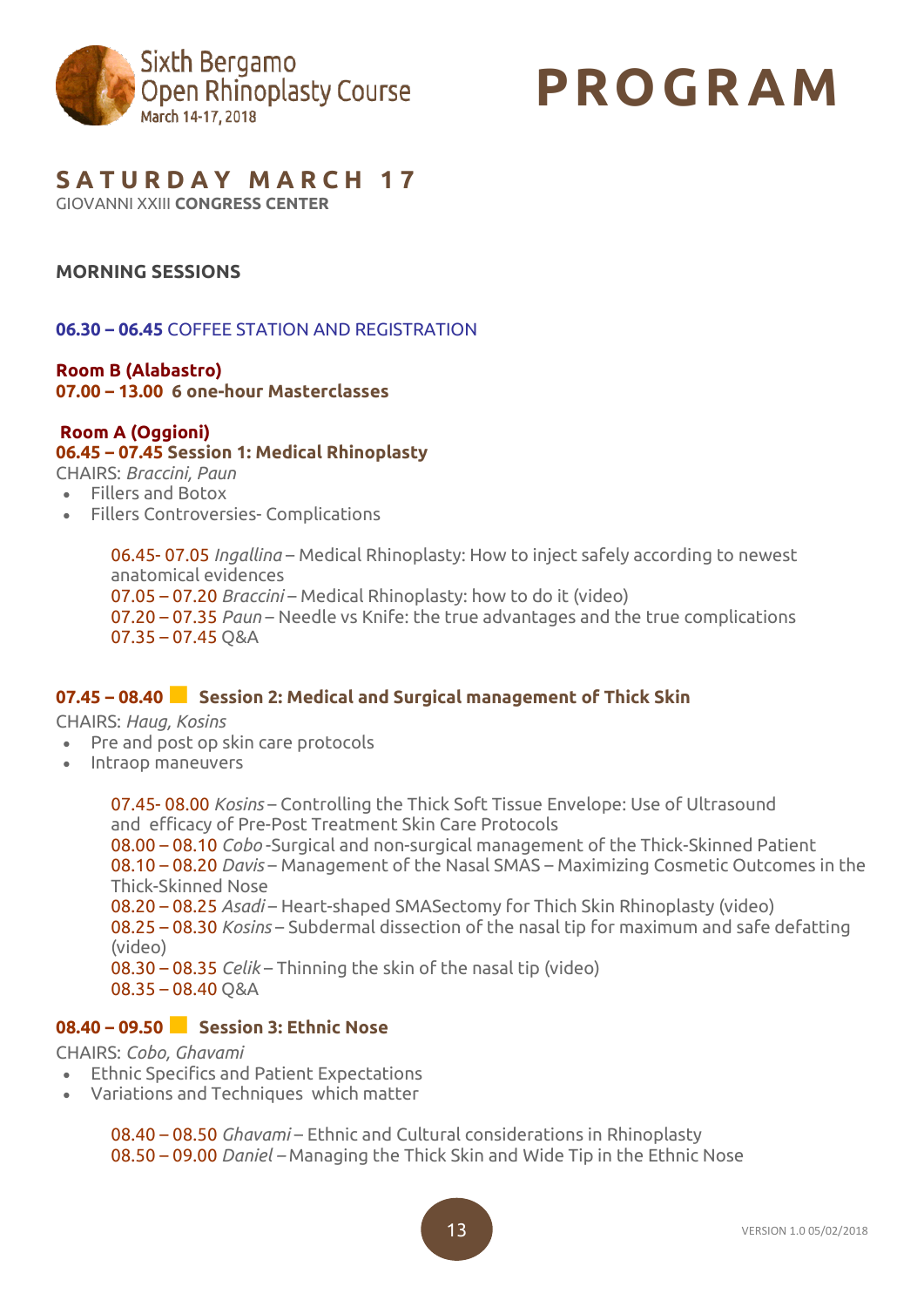Sixth Bergamo Open Rhinoplasty Course
March 14-17, 2018

# PROGRAM

## SATURDAY MARCH 17

GIOVANNI XXIII **CONGRESS CENTER**

### MORNING SESSIONS

**06.30 – 06.45** COFFEE STATION AND REGISTRATION

**Room B (Alabastro)**
**07.00 – 13.00 6 one-hour Masterclasses**

**Room A (Oggioni)**
**06.45 – 07.45 Session 1: Medical Rhinoplasty**

CHAIRS: *Braccini, Paun*

- Fillers and Botox
- Fillers Controversies- Complications

06.45- 07.05 *Ingallina* – Medical Rhinoplasty: How to inject safely according to newest anatomical evidences
07.05 – 07.20 *Braccini* – Medical Rhinoplasty: how to do it (video)
07.20 – 07.35 *Paun* – Needle vs Knife: the true advantages and the true complications
07.35 – 07.45 Q&A

**07.45 – 08.40 Session 2: Medical and Surgical management of Thick Skin**

CHAIRS: *Haug, Kosins*

- Pre and post op skin care protocols
- Intraop maneuvers

07.45- 08.00 *Kosins* – Controlling the Thick Soft Tissue Envelope: Use of Ultrasound and efficacy of Pre-Post Treatment Skin Care Protocols
08.00 – 08.10 *Cobo* -Surgical and non-surgical management of the Thick-Skinned Patient
08.10 – 08.20 *Davis* – Management of the Nasal SMAS – Maximizing Cosmetic Outcomes in the Thick-Skinned Nose
08.20 – 08.25 *Asadi* – Heart-shaped SMASectomy for Thich Skin Rhinoplasty (video)
08.25 – 08.30 *Kosins* – Subdermal dissection of the nasal tip for maximum and safe defatting (video)
08.30 – 08.35 *Celik* – Thinning the skin of the nasal tip (video)
08.35 – 08.40 Q&A

**08.40 – 09.50 Session 3: Ethnic Nose**

CHAIRS: *Cobo, Ghavami*

- Ethnic Specifics and Patient Expectations
- Variations and Techniques which matter

08.40 – 08.50 *Ghavami* – Ethnic and Cultural considerations in Rhinoplasty
08.50 – 09.00 *Daniel* – Managing the Thick Skin and Wide Tip in the Ethnic Nose

VERSION 1.0 05/02/2018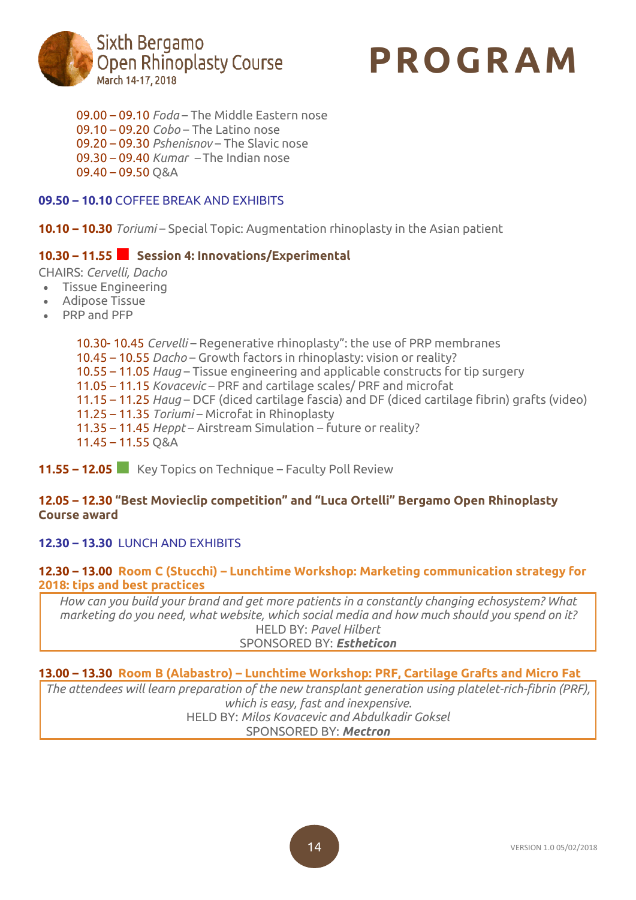09.00 – 09.10 *Foda* – The Middle Eastern nose
09.10 – 09.20 *Cobo* – The Latino nose
09.20 – 09.30 *Pshenisnov* – The Slavic nose
09.30 – 09.40 *Kumar* – The Indian nose
09.40 – 09.50 Q&A

**09.50 – 10.10** COFFEE BREAK AND EXHIBITS

**10.10 – 10.30** *Toriumi* – Special Topic: Augmentation rhinoplasty in the Asian patient

**10.30 – 11.55 Session 4: Innovations/Experimental**

CHAIRS: *Cervelli, Dacho*

- Tissue Engineering
- Adipose Tissue
- PRP and PFP

10.30- 10.45 *Cervelli* – Regenerative rhinoplasty": the use of PRP membranes
10.45 – 10.55 *Dacho* – Growth factors in rhinoplasty: vision or reality?
10.55 – 11.05 *Haug* – Tissue engineering and applicable constructs for tip surgery
11.05 – 11.15 *Kovacevic* – PRF and cartilage scales/ PRF and microfat
11.15 – 11.25 *Haug* – DCF (diced cartilage fascia) and DF (diced cartilage fibrin) grafts (video)
11.25 – 11.35 *Toriumi* – Microfat in Rhinoplasty
11.35 – 11.45 *Heppt* – Airstream Simulation – future or reality?
11.45 – 11.55 Q&A

**11.55 – 12.05** Key Topics on Technique – Faculty Poll Review

**12.05 – 12.30 "Best Movieclip competition" and "Luca Ortelli" Bergamo Open Rhinoplasty Course award**

**12.30 – 13.30** LUNCH AND EXHIBITS

**12.30 – 13.00 Room C (Stucchi) – Lunchtime Workshop: Marketing communication strategy for 2018: tips and best practices**

*How can you build your brand and get more patients in a constantly changing echosystem? What marketing do you need, what website, which social media and how much should you spend on it?*
HELD BY: *Pavel Hilbert*
SPONSORED BY: ***Estheticon***

**13.00 – 13.30 Room B (Alabastro) – Lunchtime Workshop: PRF, Cartilage Grafts and Micro Fat**

*The attendees will learn preparation of the new transplant generation using platelet-rich-fibrin (PRF), which is easy, fast and inexpensive.*
HELD BY: *Milos Kovacevic and Abdulkadir Goksel*
SPONSORED BY: ***Mectron***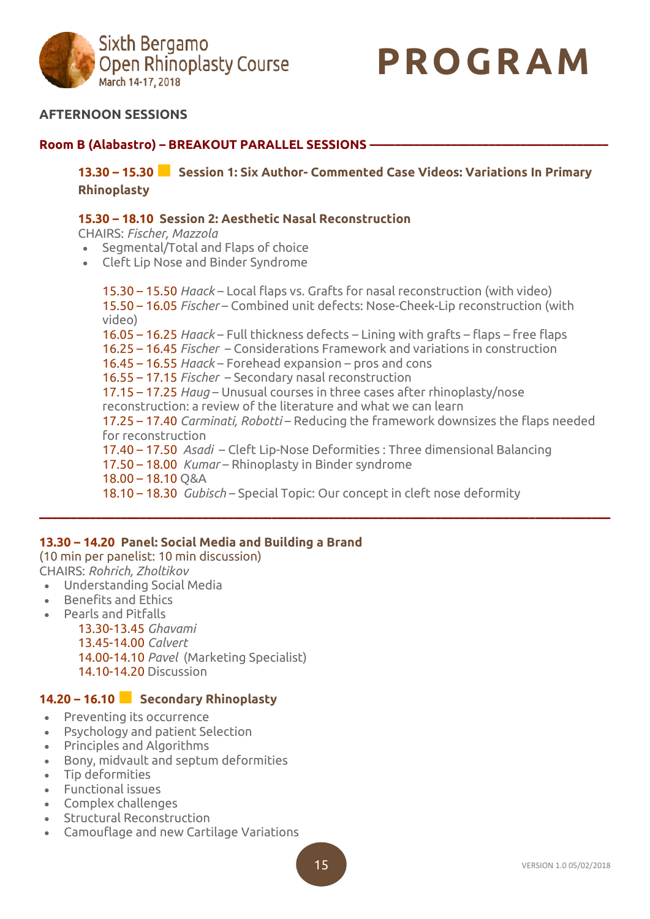Sixth Bergamo Open Rhinoplasty Course
March 14-17, 2018

# PROGRAM

## AFTERNOON SESSIONS

### Room B (Alabastro) – BREAKOUT PARALLEL SESSIONS

**13.30 – 15.30 Session 1: Six Author- Commented Case Videos: Variations In Primary Rhinoplasty**

**15.30 – 18.10 Session 2: Aesthetic Nasal Reconstruction**

CHAIRS: *Fischer, Mazzola*

- Segmental/Total and Flaps of choice
- Cleft Lip Nose and Binder Syndrome

15.30 – 15.50 *Haack* – Local flaps vs. Grafts for nasal reconstruction (with video)
15.50 – 16.05 *Fischer* – Combined unit defects: Nose-Cheek-Lip reconstruction (with video)
16.05 – 16.25 *Haack* – Full thickness defects – Lining with grafts – flaps – free flaps
16.25 – 16.45 *Fischer* – Considerations Framework and variations in construction
16.45 – 16.55 *Haack* – Forehead expansion – pros and cons
16.55 – 17.15 *Fischer* – Secondary nasal reconstruction
17.15 – 17.25 *Haug* – Unusual courses in three cases after rhinoplasty/nose reconstruction: a review of the literature and what we can learn
17.25 – 17.40 *Carminati, Robotti* – Reducing the framework downsizes the flaps needed for reconstruction
17.40 – 17.50 *Asadi* – Cleft Lip-Nose Deformities : Three dimensional Balancing
17.50 – 18.00 *Kumar* – Rhinoplasty in Binder syndrome
18.00 – 18.10 Q&A
18.10 – 18.30 *Gubisch* – Special Topic: Our concept in cleft nose deformity

---

**13.30 – 14.20 Panel: Social Media and Building a Brand**

(10 min per panelist: 10 min discussion)
CHAIRS: *Rohrich, Zholtikov*

- Understanding Social Media
- Benefits and Ethics
- Pearls and Pitfalls

13.30-13.45 *Ghavami*
13.45-14.00 *Calvert*
14.00-14.10 *Pavel* (Marketing Specialist)
14.10-14.20 Discussion

**14.20 – 16.10 Secondary Rhinoplasty**

- Preventing its occurrence
- Psychology and patient Selection
- Principles and Algorithms
- Bony, midvault and septum deformities
- Tip deformities
- Functional issues
- Complex challenges
- Structural Reconstruction
- Camouflage and new Cartilage Variations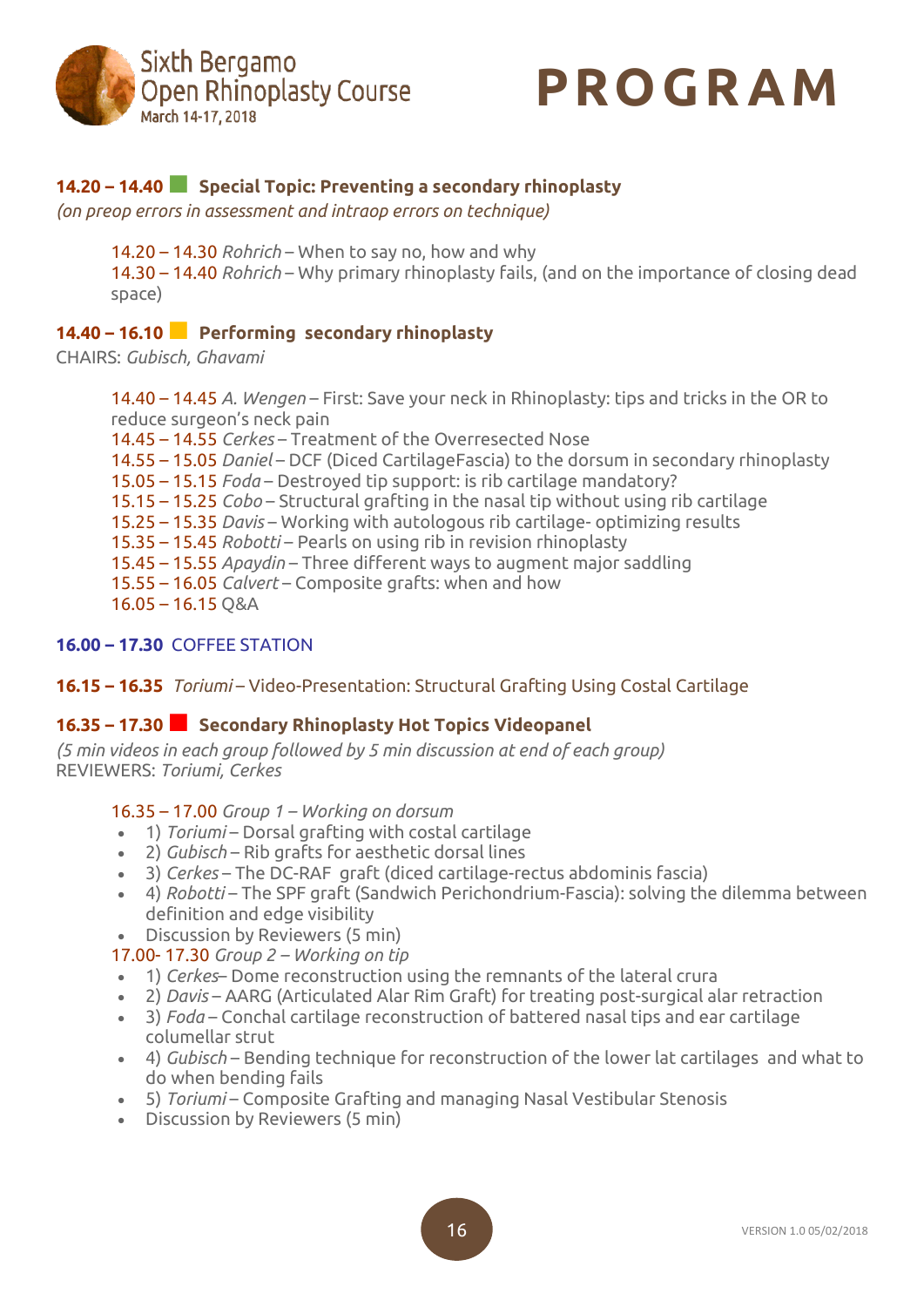**14.20 – 14.40** **Special Topic: Preventing a secondary rhinoplasty**

*(on preop errors in assessment and intraop errors on technique)*

14.20 – 14.30 *Rohrich* – When to say no, how and why
14.30 – 14.40 *Rohrich* – Why primary rhinoplasty fails, (and on the importance of closing dead space)

**14.40 – 16.10** **Performing secondary rhinoplasty**

CHAIRS: *Gubisch, Ghavami*

14.40 – 14.45 *A. Wengen* – First: Save your neck in Rhinoplasty: tips and tricks in the OR to reduce surgeon's neck pain
14.45 – 14.55 *Cerkes* – Treatment of the Overresected Nose
14.55 – 15.05 *Daniel* – DCF (Diced CartilageFascia) to the dorsum in secondary rhinoplasty
15.05 – 15.15 *Foda* – Destroyed tip support: is rib cartilage mandatory?
15.15 – 15.25 *Cobo* – Structural grafting in the nasal tip without using rib cartilage
15.25 – 15.35 *Davis* – Working with autologous rib cartilage- optimizing results
15.35 – 15.45 *Robotti* – Pearls on using rib in revision rhinoplasty
15.45 – 15.55 *Apaydin* – Three different ways to augment major saddling
15.55 – 16.05 *Calvert* – Composite grafts: when and how
16.05 – 16.15 Q&A

**16.00 – 17.30** COFFEE STATION

**16.15 – 16.35** *Toriumi* – Video-Presentation: Structural Grafting Using Costal Cartilage

**16.35 – 17.30** **Secondary Rhinoplasty Hot Topics Videopanel**

*(5 min videos in each group followed by 5 min discussion at end of each group)*
REVIEWERS: *Toriumi, Cerkes*

16.35 – 17.00 *Group 1 – Working on dorsum*

- 1) *Toriumi* – Dorsal grafting with costal cartilage
- 2) *Gubisch* – Rib grafts for aesthetic dorsal lines
- 3) *Cerkes* – The DC-RAF graft (diced cartilage-rectus abdominis fascia)
- 4) *Robotti* – The SPF graft (Sandwich Perichondrium-Fascia): solving the dilemma between definition and edge visibility
- Discussion by Reviewers (5 min)

17.00- 17.30 *Group 2 – Working on tip*

- 1) *Cerkes*– Dome reconstruction using the remnants of the lateral crura
- 2) *Davis* – AARG (Articulated Alar Rim Graft) for treating post-surgical alar retraction
- 3) *Foda* – Conchal cartilage reconstruction of battered nasal tips and ear cartilage columellar strut
- 4) *Gubisch* – Bending technique for reconstruction of the lower lat cartilages and what to do when bending fails
- 5) *Toriumi* – Composite Grafting and managing Nasal Vestibular Stenosis
- Discussion by Reviewers (5 min)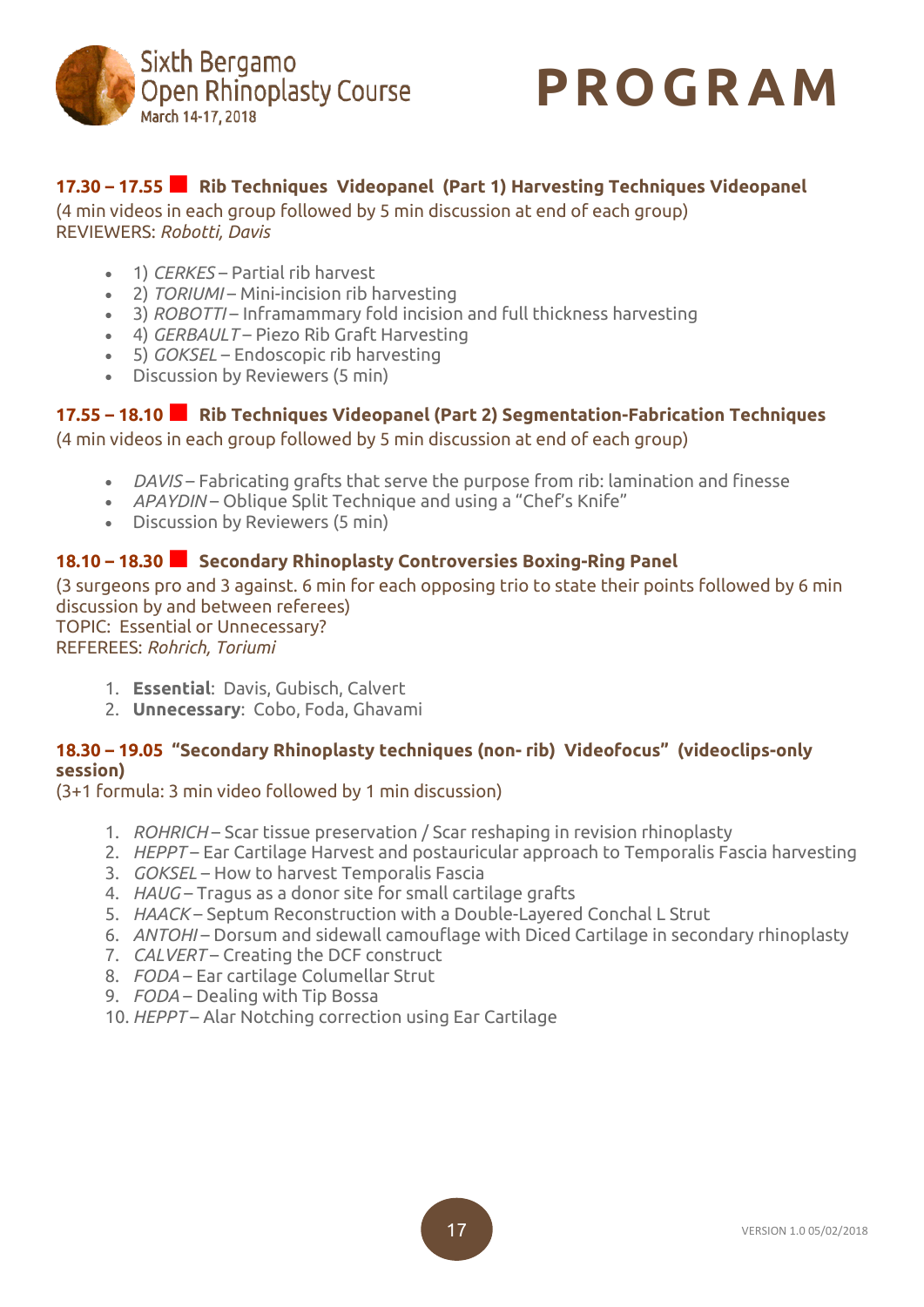### 17.30 – 17.55 ■ Rib Techniques Videopanel (Part 1) Harvesting Techniques Videopanel

(4 min videos in each group followed by 5 min discussion at end of each group)
REVIEWERS: *Robotti, Davis*

- 1) *CERKES* – Partial rib harvest
- 2) *TORIUMI* – Mini-incision rib harvesting
- 3) *ROBOTTI* – Inframammary fold incision and full thickness harvesting
- 4) *GERBAULT* – Piezo Rib Graft Harvesting
- 5) *GOKSEL* – Endoscopic rib harvesting
- Discussion by Reviewers (5 min)

### 17.55 – 18.10 ■ Rib Techniques Videopanel (Part 2) Segmentation-Fabrication Techniques

(4 min videos in each group followed by 5 min discussion at end of each group)

- *DAVIS* – Fabricating grafts that serve the purpose from rib: lamination and finesse
- *APAYDIN* – Oblique Split Technique and using a "Chef's Knife"
- Discussion by Reviewers (5 min)

### 18.10 – 18.30 ■ Secondary Rhinoplasty Controversies Boxing-Ring Panel

(3 surgeons pro and 3 against. 6 min for each opposing trio to state their points followed by 6 min discussion by and between referees)
TOPIC: Essential or Unnecessary?
REFEREES: *Rohrich, Toriumi*

1. **Essential**: Davis, Gubisch, Calvert
2. **Unnecessary**: Cobo, Foda, Ghavami

### 18.30 – 19.05 "Secondary Rhinoplasty techniques (non- rib) Videofocus" (videoclips-only session)

(3+1 formula: 3 min video followed by 1 min discussion)

1. *ROHRICH* – Scar tissue preservation / Scar reshaping in revision rhinoplasty
2. *HEPPT* – Ear Cartilage Harvest and postauricular approach to Temporalis Fascia harvesting
3. *GOKSEL* – How to harvest Temporalis Fascia
4. *HAUG* – Tragus as a donor site for small cartilage grafts
5. *HAACK* – Septum Reconstruction with a Double-Layered Conchal L Strut
6. *ANTOHI* – Dorsum and sidewall camouflage with Diced Cartilage in secondary rhinoplasty
7. *CALVERT* – Creating the DCF construct
8. *FODA* – Ear cartilage Columellar Strut
9. *FODA* – Dealing with Tip Bossa
10. *HEPPT* – Alar Notching correction using Ear Cartilage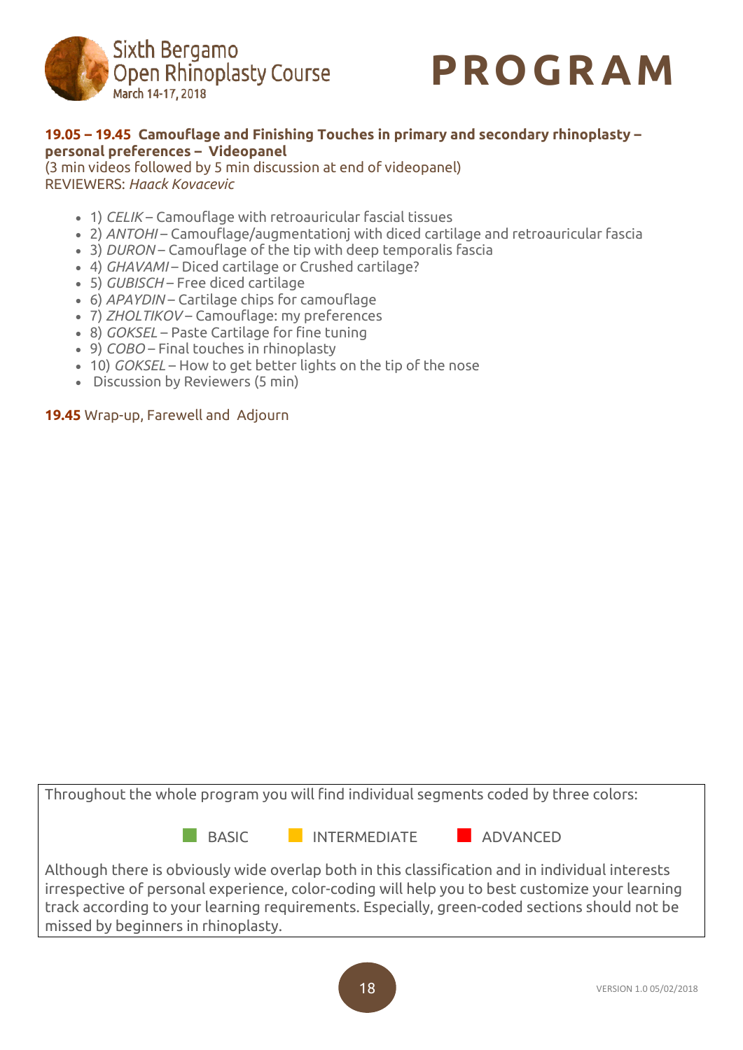**19.05 – 19.45 Camouflage and Finishing Touches in primary and secondary rhinoplasty – personal preferences – Videopanel**
(3 min videos followed by 5 min discussion at end of videopanel)
REVIEWERS: *Haack Kovacevic*

- 1) *CELIK* – Camouflage with retroauricular fascial tissues
- 2) *ANTOHI* – Camouflage/augmentationj with diced cartilage and retroauricular fascia
- 3) *DURON* – Camouflage of the tip with deep temporalis fascia
- 4) *GHAVAMI* – Diced cartilage or Crushed cartilage?
- 5) *GUBISCH* – Free diced cartilage
- 6) *APAYDIN* – Cartilage chips for camouflage
- 7) *ZHOLTIKOV* – Camouflage: my preferences
- 8) *GOKSEL* – Paste Cartilage for fine tuning
- 9) *COBO* – Final touches in rhinoplasty
- 10) *GOKSEL* – How to get better lights on the tip of the nose
- Discussion by Reviewers (5 min)

**19.45** Wrap-up, Farewell and Adjourn

Throughout the whole program you will find individual segments coded by three colors:

BASIC INTERMEDIATE ADVANCED

Although there is obviously wide overlap both in this classification and in individual interests irrespective of personal experience, color-coding will help you to best customize your learning track according to your learning requirements. Especially, green-coded sections should not be missed by beginners in rhinoplasty.